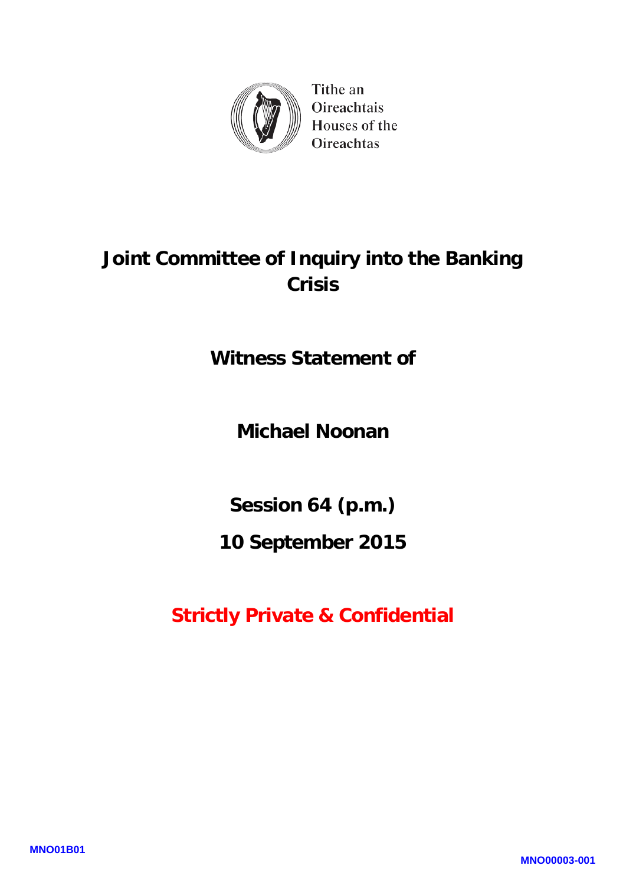Tithe an Oireachtais
Houses of the Oireachtas

# Joint Committee of Inquiry into the Banking Crisis

## Witness Statement of

## Michael Noonan

## Session 64 (p.m.)

## 10 September 2015

**Strictly Private & Confidential**

MNO01B01

MNO00003-001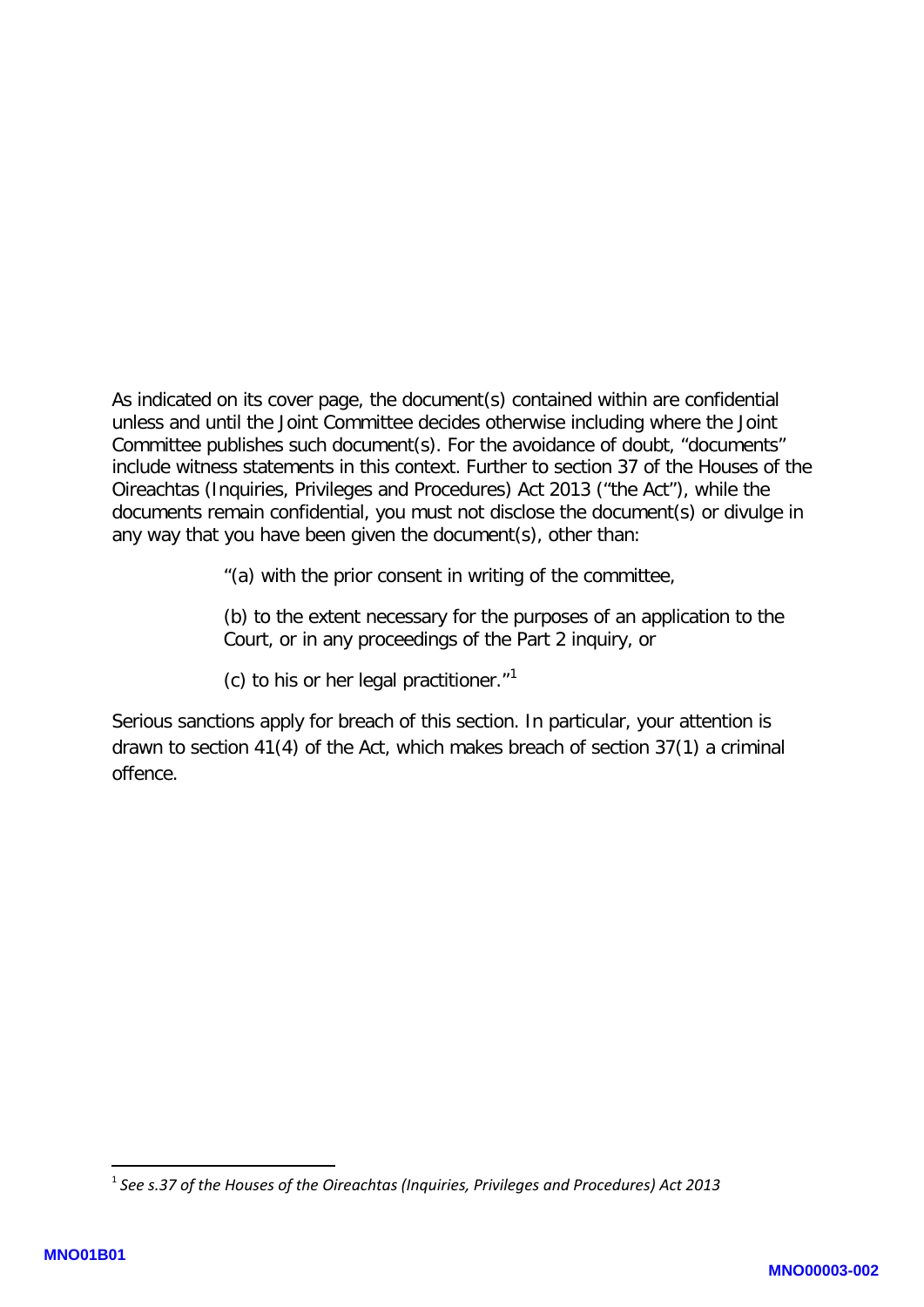As indicated on its cover page, the document(s) contained within are confidential unless and until the Joint Committee decides otherwise including where the Joint Committee publishes such document(s). For the avoidance of doubt, "documents" include witness statements in this context. Further to section 37 of the Houses of the Oireachtas (Inquiries, Privileges and Procedures) Act 2013 ("the Act"), while the documents remain confidential, you must not disclose the document(s) or divulge in any way that you have been given the document(s), other than:

> "(a) with the prior consent in writing of the committee,
>
> (b) to the extent necessary for the purposes of an application to the Court, or in any proceedings of the Part 2 inquiry, or
>
> (c) to his or her legal practitioner."[1]

Serious sanctions apply for breach of this section. In particular, your attention is drawn to section 41(4) of the Act, which makes breach of section 37(1) a criminal offence.

---

[1] *See s.37 of the Houses of the Oireachtas (Inquiries, Privileges and Procedures) Act 2013*

MNO01B01

MNO00003-002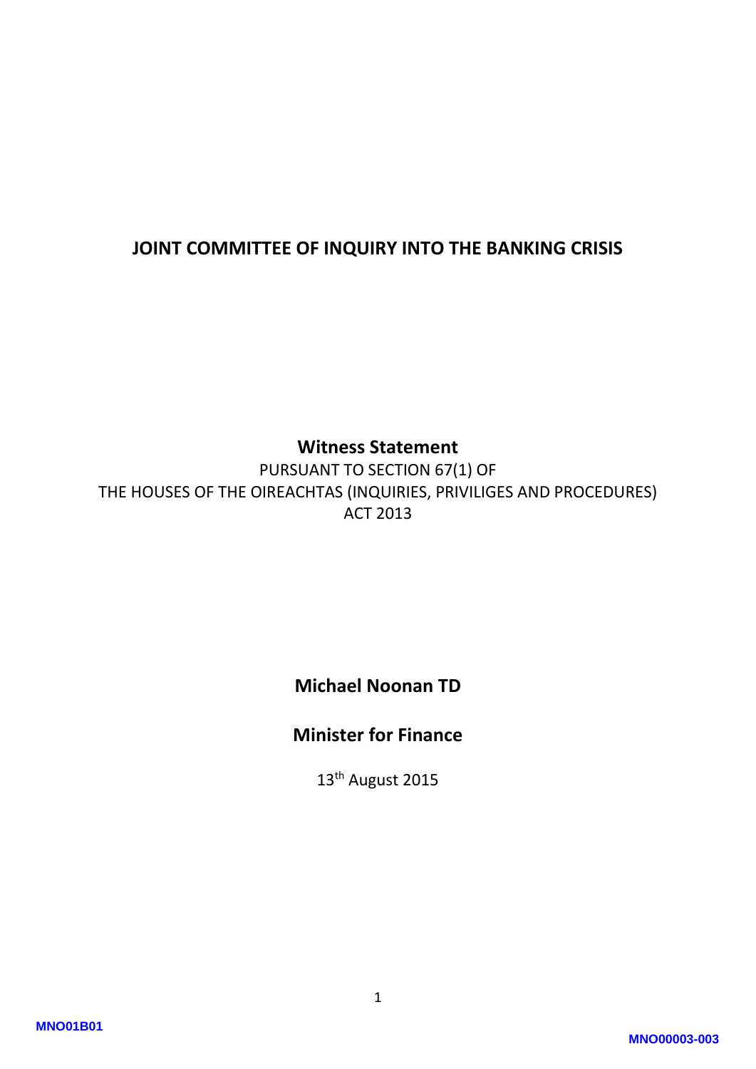# JOINT COMMITTEE OF INQUIRY INTO THE BANKING CRISIS

**Witness Statement**

PURSUANT TO SECTION 67(1) OF
THE HOUSES OF THE OIREACHTAS (INQUIRIES, PRIVILIGES AND PROCEDURES)
ACT 2013

**Michael Noonan TD**

**Minister for Finance**

13th August 2015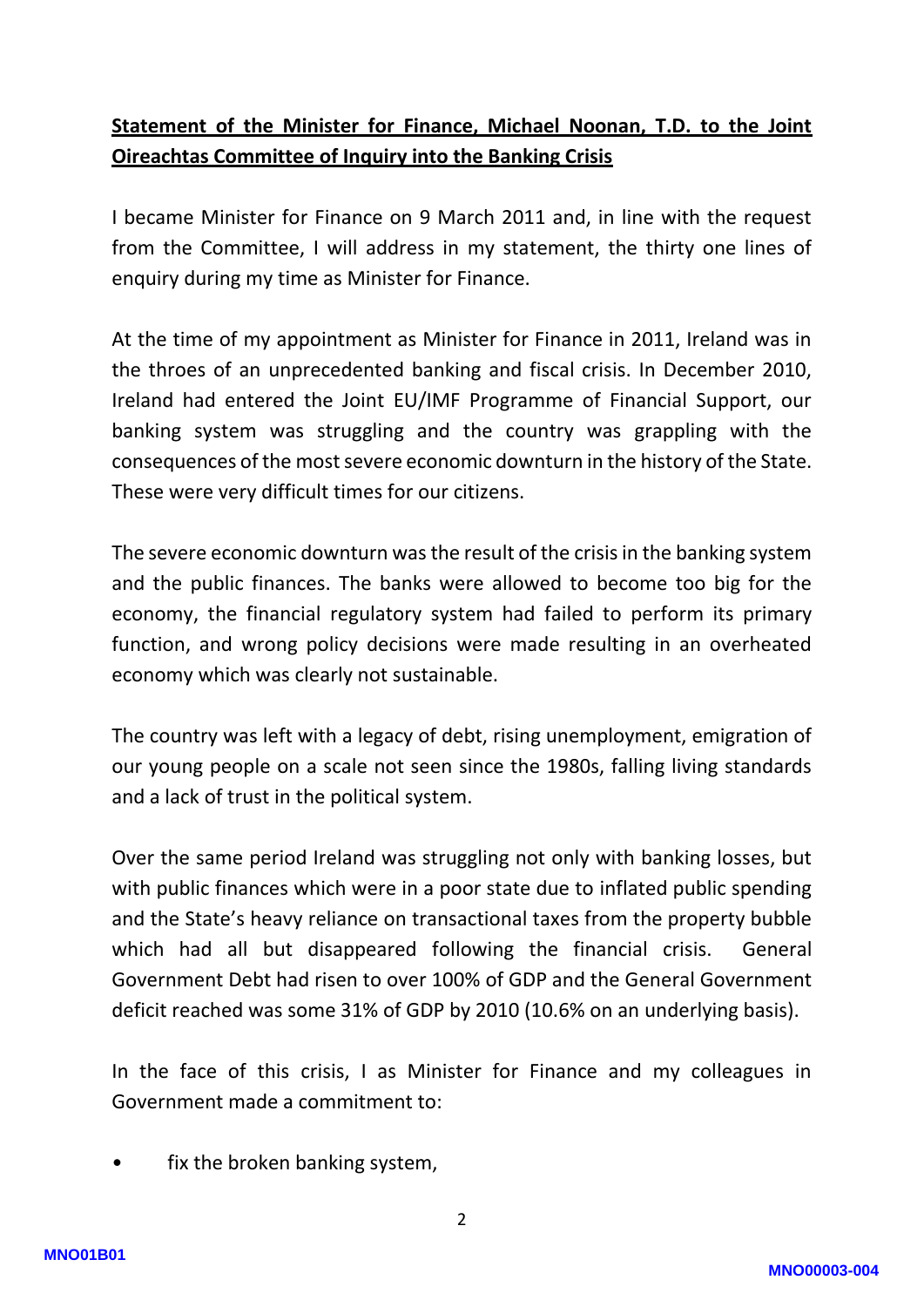**Statement of the Minister for Finance, Michael Noonan, T.D. to the Joint Oireachtas Committee of Inquiry into the Banking Crisis**

I became Minister for Finance on 9 March 2011 and, in line with the request from the Committee, I will address in my statement, the thirty one lines of enquiry during my time as Minister for Finance.

At the time of my appointment as Minister for Finance in 2011, Ireland was in the throes of an unprecedented banking and fiscal crisis. In December 2010, Ireland had entered the Joint EU/IMF Programme of Financial Support, our banking system was struggling and the country was grappling with the consequences of the most severe economic downturn in the history of the State. These were very difficult times for our citizens.

The severe economic downturn was the result of the crisis in the banking system and the public finances. The banks were allowed to become too big for the economy, the financial regulatory system had failed to perform its primary function, and wrong policy decisions were made resulting in an overheated economy which was clearly not sustainable.

The country was left with a legacy of debt, rising unemployment, emigration of our young people on a scale not seen since the 1980s, falling living standards and a lack of trust in the political system.

Over the same period Ireland was struggling not only with banking losses, but with public finances which were in a poor state due to inflated public spending and the State's heavy reliance on transactional taxes from the property bubble which had all but disappeared following the financial crisis. General Government Debt had risen to over 100% of GDP and the General Government deficit reached was some 31% of GDP by 2010 (10.6% on an underlying basis).

In the face of this crisis, I as Minister for Finance and my colleagues in Government made a commitment to:

- fix the broken banking system,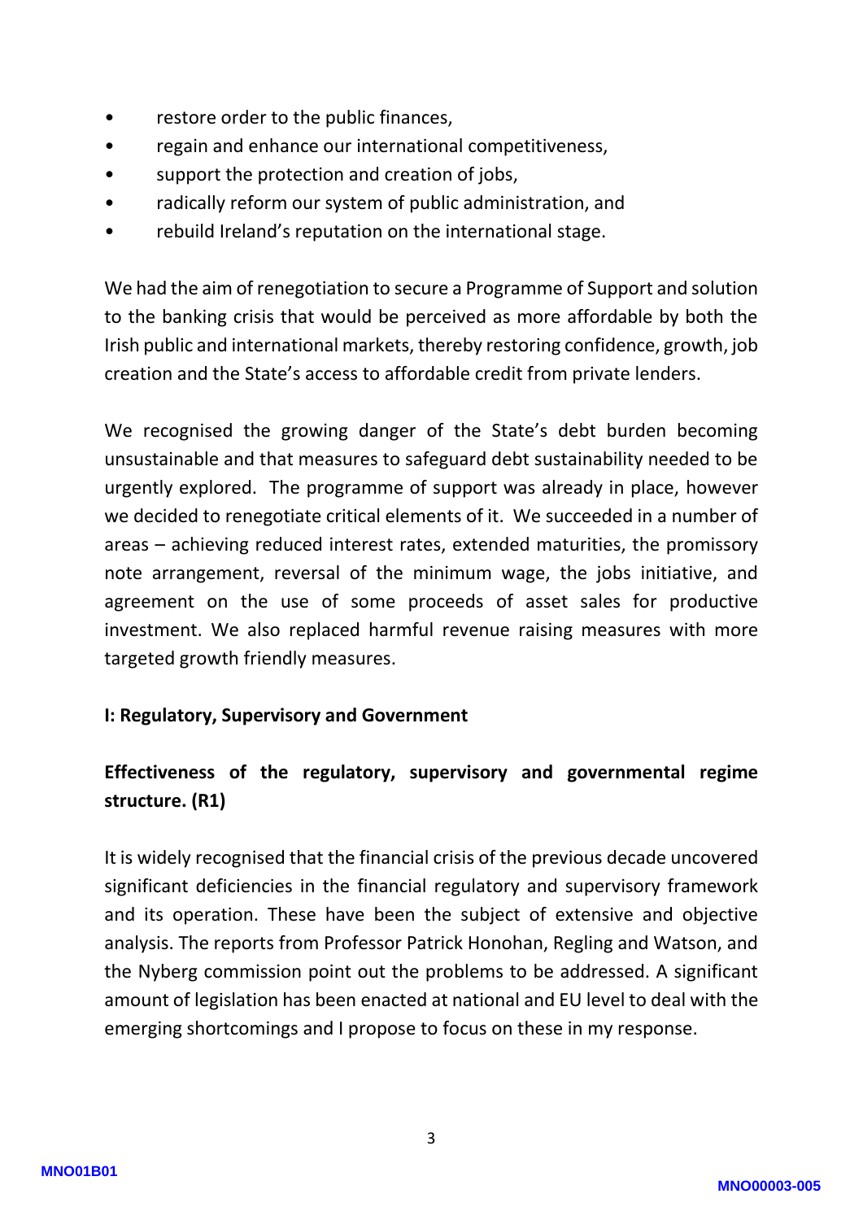- restore order to the public finances,
- regain and enhance our international competitiveness,
- support the protection and creation of jobs,
- radically reform our system of public administration, and
- rebuild Ireland's reputation on the international stage.

We had the aim of renegotiation to secure a Programme of Support and solution to the banking crisis that would be perceived as more affordable by both the Irish public and international markets, thereby restoring confidence, growth, job creation and the State's access to affordable credit from private lenders.

We recognised the growing danger of the State's debt burden becoming unsustainable and that measures to safeguard debt sustainability needed to be urgently explored. The programme of support was already in place, however we decided to renegotiate critical elements of it. We succeeded in a number of areas – achieving reduced interest rates, extended maturities, the promissory note arrangement, reversal of the minimum wage, the jobs initiative, and agreement on the use of some proceeds of asset sales for productive investment. We also replaced harmful revenue raising measures with more targeted growth friendly measures.

**I: Regulatory, Supervisory and Government**

**Effectiveness of the regulatory, supervisory and governmental regime structure. (R1)**

It is widely recognised that the financial crisis of the previous decade uncovered significant deficiencies in the financial regulatory and supervisory framework and its operation. These have been the subject of extensive and objective analysis. The reports from Professor Patrick Honohan, Regling and Watson, and the Nyberg commission point out the problems to be addressed. A significant amount of legislation has been enacted at national and EU level to deal with the emerging shortcomings and I propose to focus on these in my response.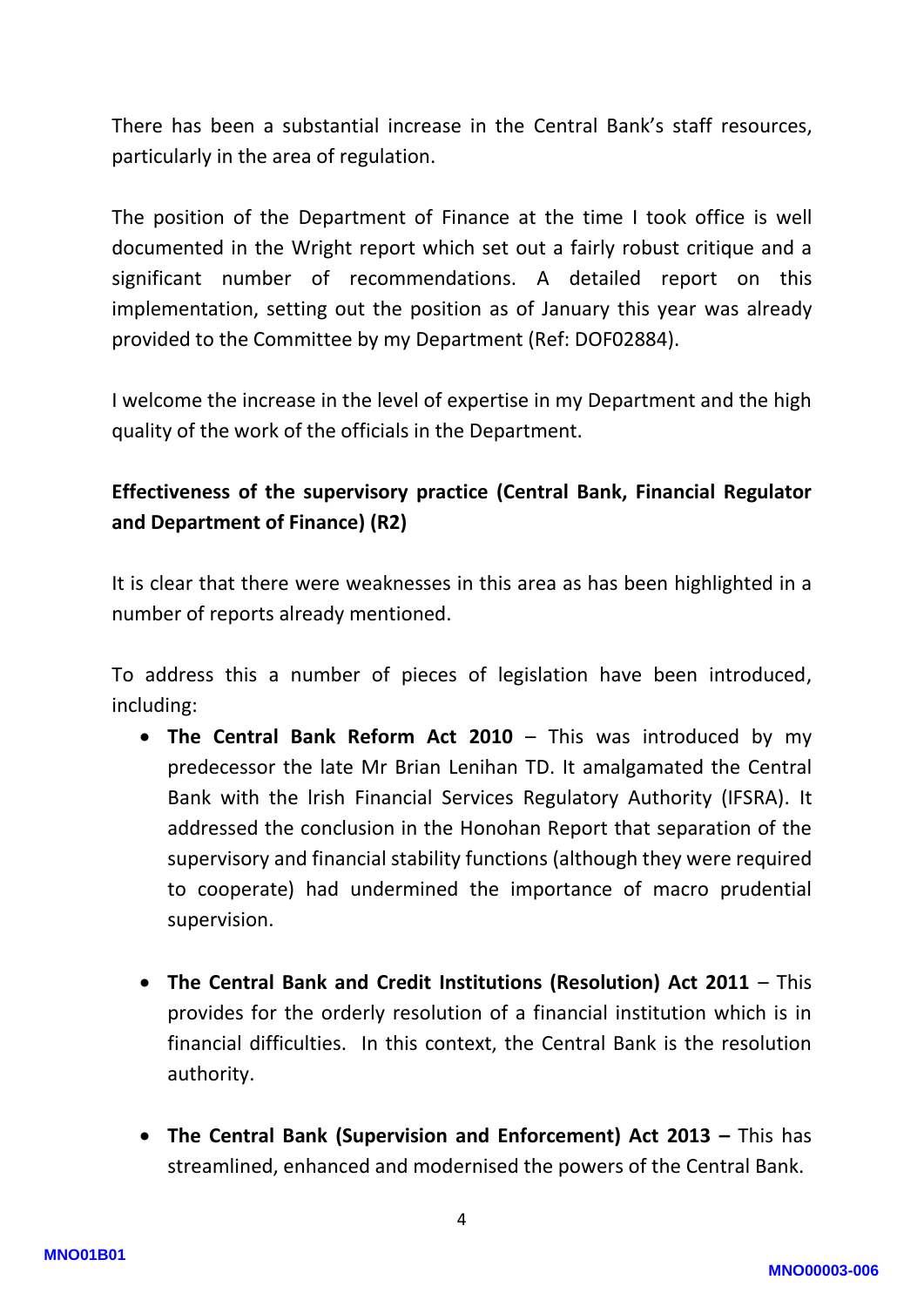There has been a substantial increase in the Central Bank's staff resources, particularly in the area of regulation.

The position of the Department of Finance at the time I took office is well documented in the Wright report which set out a fairly robust critique and a significant number of recommendations. A detailed report on this implementation, setting out the position as of January this year was already provided to the Committee by my Department (Ref: DOF02884).

I welcome the increase in the level of expertise in my Department and the high quality of the work of the officials in the Department.

**Effectiveness of the supervisory practice (Central Bank, Financial Regulator and Department of Finance) (R2)**

It is clear that there were weaknesses in this area as has been highlighted in a number of reports already mentioned.

To address this a number of pieces of legislation have been introduced, including:

- **The Central Bank Reform Act 2010** – This was introduced by my predecessor the late Mr Brian Lenihan TD. It amalgamated the Central Bank with the Irish Financial Services Regulatory Authority (IFSRA). It addressed the conclusion in the Honohan Report that separation of the supervisory and financial stability functions (although they were required to cooperate) had undermined the importance of macro prudential supervision.

- **The Central Bank and Credit Institutions (Resolution) Act 2011** – This provides for the orderly resolution of a financial institution which is in financial difficulties. In this context, the Central Bank is the resolution authority.

- **The Central Bank (Supervision and Enforcement) Act 2013 –** This has streamlined, enhanced and modernised the powers of the Central Bank.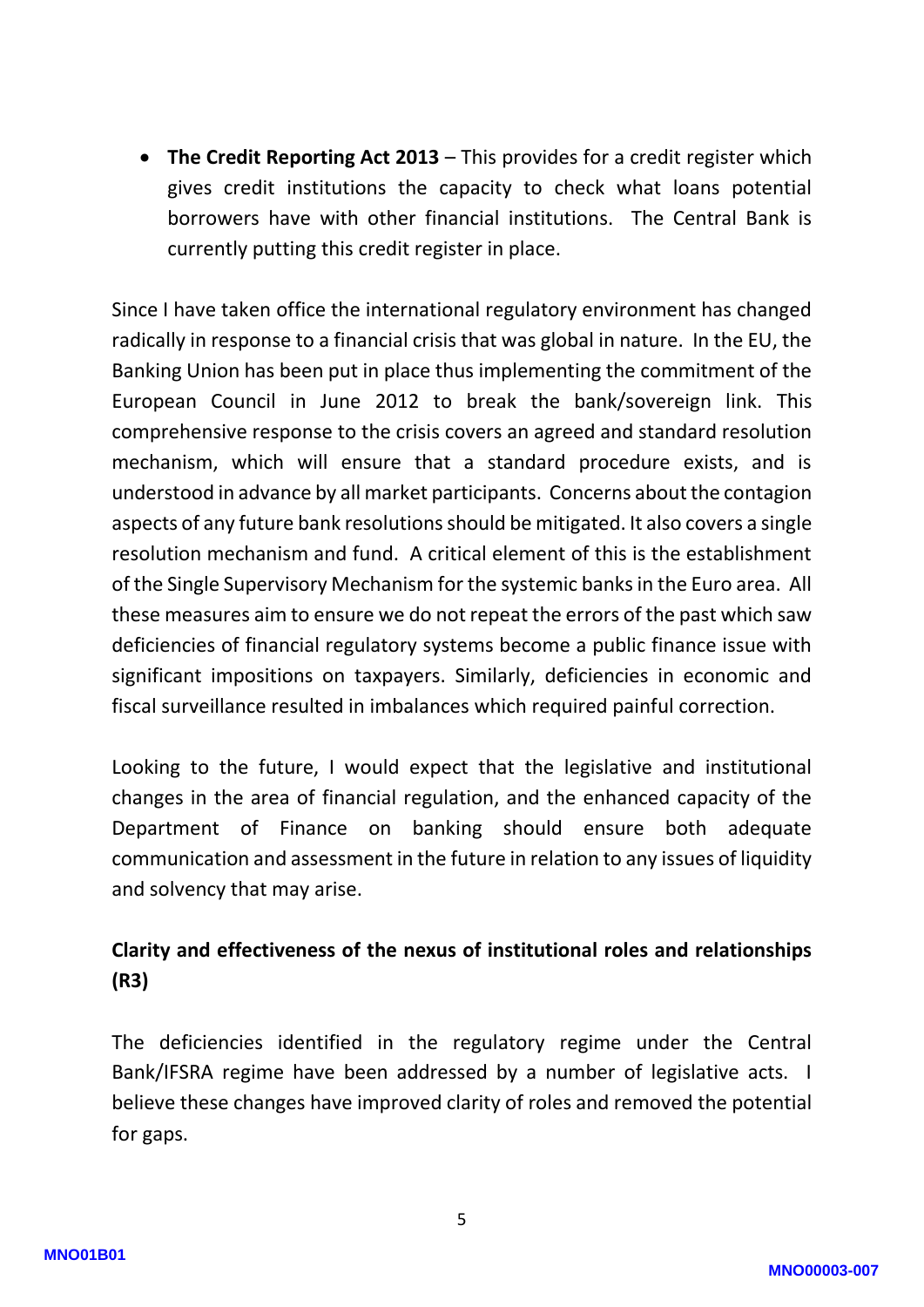- **The Credit Reporting Act 2013** – This provides for a credit register which gives credit institutions the capacity to check what loans potential borrowers have with other financial institutions. The Central Bank is currently putting this credit register in place.

Since I have taken office the international regulatory environment has changed radically in response to a financial crisis that was global in nature. In the EU, the Banking Union has been put in place thus implementing the commitment of the European Council in June 2012 to break the bank/sovereign link. This comprehensive response to the crisis covers an agreed and standard resolution mechanism, which will ensure that a standard procedure exists, and is understood in advance by all market participants. Concerns about the contagion aspects of any future bank resolutions should be mitigated. It also covers a single resolution mechanism and fund. A critical element of this is the establishment of the Single Supervisory Mechanism for the systemic banks in the Euro area. All these measures aim to ensure we do not repeat the errors of the past which saw deficiencies of financial regulatory systems become a public finance issue with significant impositions on taxpayers. Similarly, deficiencies in economic and fiscal surveillance resulted in imbalances which required painful correction.

Looking to the future, I would expect that the legislative and institutional changes in the area of financial regulation, and the enhanced capacity of the Department of Finance on banking should ensure both adequate communication and assessment in the future in relation to any issues of liquidity and solvency that may arise.

**Clarity and effectiveness of the nexus of institutional roles and relationships (R3)**

The deficiencies identified in the regulatory regime under the Central Bank/IFSRA regime have been addressed by a number of legislative acts. I believe these changes have improved clarity of roles and removed the potential for gaps.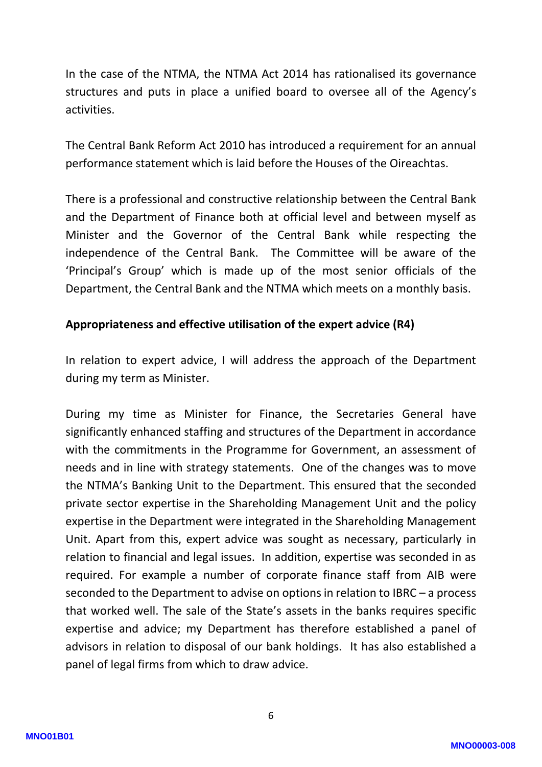In the case of the NTMA, the NTMA Act 2014 has rationalised its governance structures and puts in place a unified board to oversee all of the Agency's activities.

The Central Bank Reform Act 2010 has introduced a requirement for an annual performance statement which is laid before the Houses of the Oireachtas.

There is a professional and constructive relationship between the Central Bank and the Department of Finance both at official level and between myself as Minister and the Governor of the Central Bank while respecting the independence of the Central Bank. The Committee will be aware of the 'Principal's Group' which is made up of the most senior officials of the Department, the Central Bank and the NTMA which meets on a monthly basis.

**Appropriateness and effective utilisation of the expert advice (R4)**

In relation to expert advice, I will address the approach of the Department during my term as Minister.

During my time as Minister for Finance, the Secretaries General have significantly enhanced staffing and structures of the Department in accordance with the commitments in the Programme for Government, an assessment of needs and in line with strategy statements. One of the changes was to move the NTMA's Banking Unit to the Department. This ensured that the seconded private sector expertise in the Shareholding Management Unit and the policy expertise in the Department were integrated in the Shareholding Management Unit. Apart from this, expert advice was sought as necessary, particularly in relation to financial and legal issues. In addition, expertise was seconded in as required. For example a number of corporate finance staff from AIB were seconded to the Department to advise on options in relation to IBRC – a process that worked well. The sale of the State's assets in the banks requires specific expertise and advice; my Department has therefore established a panel of advisors in relation to disposal of our bank holdings. It has also established a panel of legal firms from which to draw advice.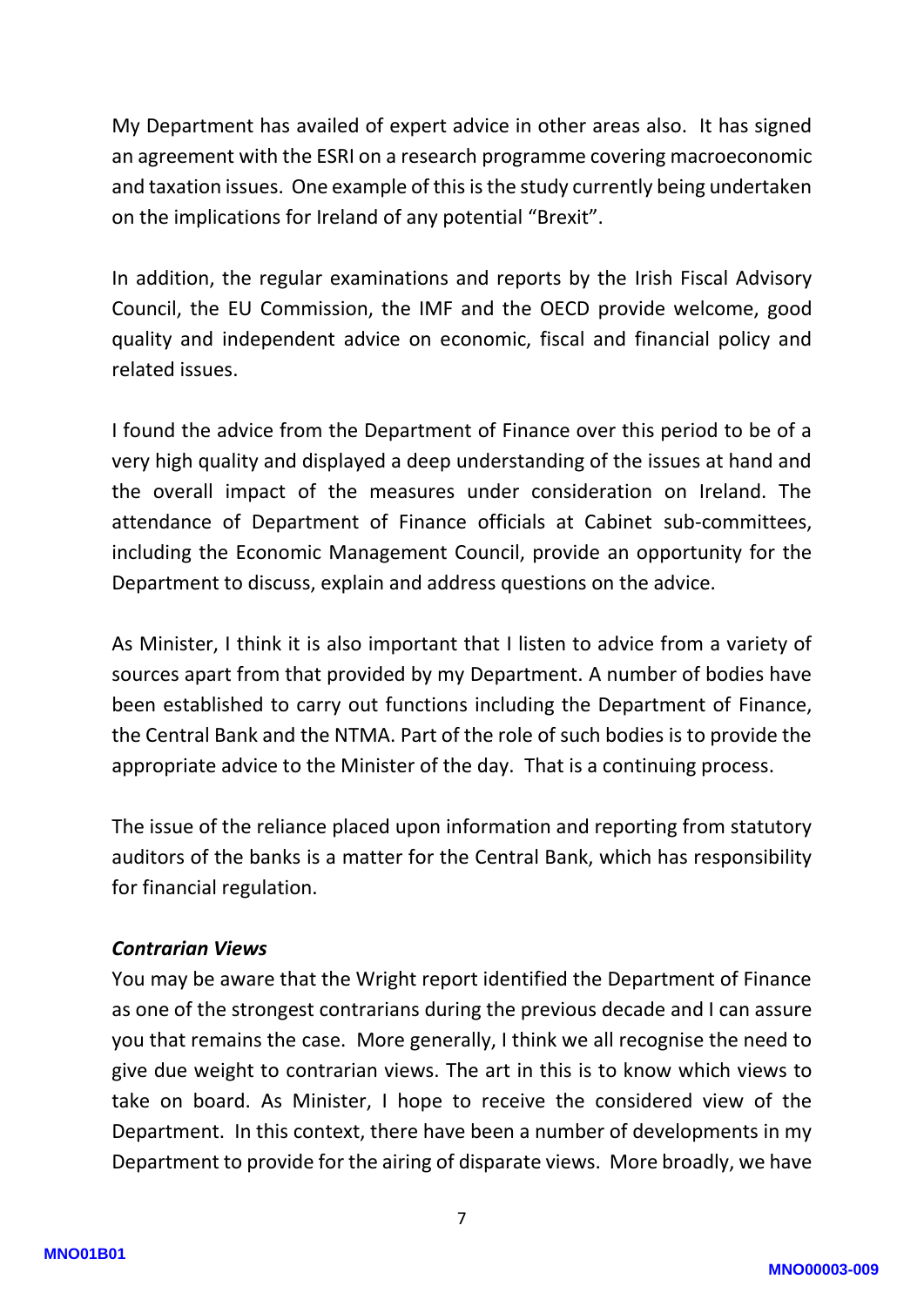My Department has availed of expert advice in other areas also. It has signed an agreement with the ESRI on a research programme covering macroeconomic and taxation issues. One example of this is the study currently being undertaken on the implications for Ireland of any potential "Brexit".

In addition, the regular examinations and reports by the Irish Fiscal Advisory Council, the EU Commission, the IMF and the OECD provide welcome, good quality and independent advice on economic, fiscal and financial policy and related issues.

I found the advice from the Department of Finance over this period to be of a very high quality and displayed a deep understanding of the issues at hand and the overall impact of the measures under consideration on Ireland. The attendance of Department of Finance officials at Cabinet sub-committees, including the Economic Management Council, provide an opportunity for the Department to discuss, explain and address questions on the advice.

As Minister, I think it is also important that I listen to advice from a variety of sources apart from that provided by my Department. A number of bodies have been established to carry out functions including the Department of Finance, the Central Bank and the NTMA. Part of the role of such bodies is to provide the appropriate advice to the Minister of the day. That is a continuing process.

The issue of the reliance placed upon information and reporting from statutory auditors of the banks is a matter for the Central Bank, which has responsibility for financial regulation.

***Contrarian Views***

You may be aware that the Wright report identified the Department of Finance as one of the strongest contrarians during the previous decade and I can assure you that remains the case. More generally, I think we all recognise the need to give due weight to contrarian views. The art in this is to know which views to take on board. As Minister, I hope to receive the considered view of the Department. In this context, there have been a number of developments in my Department to provide for the airing of disparate views. More broadly, we have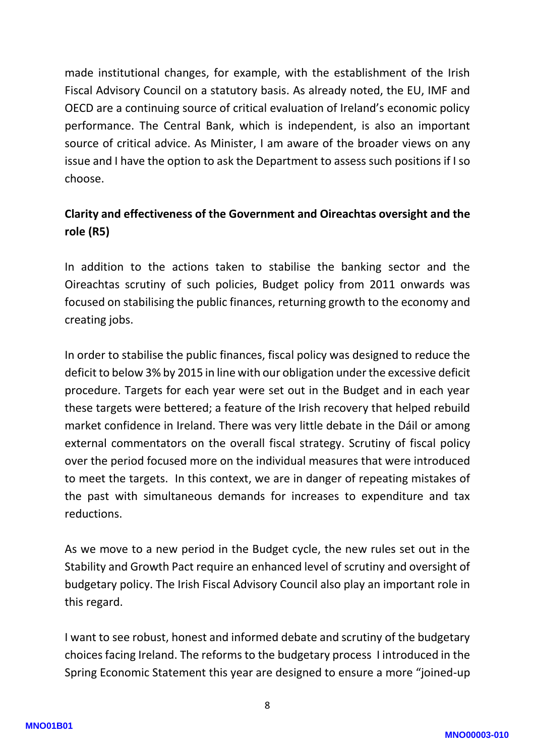made institutional changes, for example, with the establishment of the Irish Fiscal Advisory Council on a statutory basis. As already noted, the EU, IMF and OECD are a continuing source of critical evaluation of Ireland's economic policy performance. The Central Bank, which is independent, is also an important source of critical advice. As Minister, I am aware of the broader views on any issue and I have the option to ask the Department to assess such positions if I so choose.

**Clarity and effectiveness of the Government and Oireachtas oversight and the role (R5)**

In addition to the actions taken to stabilise the banking sector and the Oireachtas scrutiny of such policies, Budget policy from 2011 onwards was focused on stabilising the public finances, returning growth to the economy and creating jobs.

In order to stabilise the public finances, fiscal policy was designed to reduce the deficit to below 3% by 2015 in line with our obligation under the excessive deficit procedure. Targets for each year were set out in the Budget and in each year these targets were bettered; a feature of the Irish recovery that helped rebuild market confidence in Ireland. There was very little debate in the Dáil or among external commentators on the overall fiscal strategy. Scrutiny of fiscal policy over the period focused more on the individual measures that were introduced to meet the targets. In this context, we are in danger of repeating mistakes of the past with simultaneous demands for increases to expenditure and tax reductions.

As we move to a new period in the Budget cycle, the new rules set out in the Stability and Growth Pact require an enhanced level of scrutiny and oversight of budgetary policy. The Irish Fiscal Advisory Council also play an important role in this regard.

I want to see robust, honest and informed debate and scrutiny of the budgetary choices facing Ireland. The reforms to the budgetary process I introduced in the Spring Economic Statement this year are designed to ensure a more "joined-up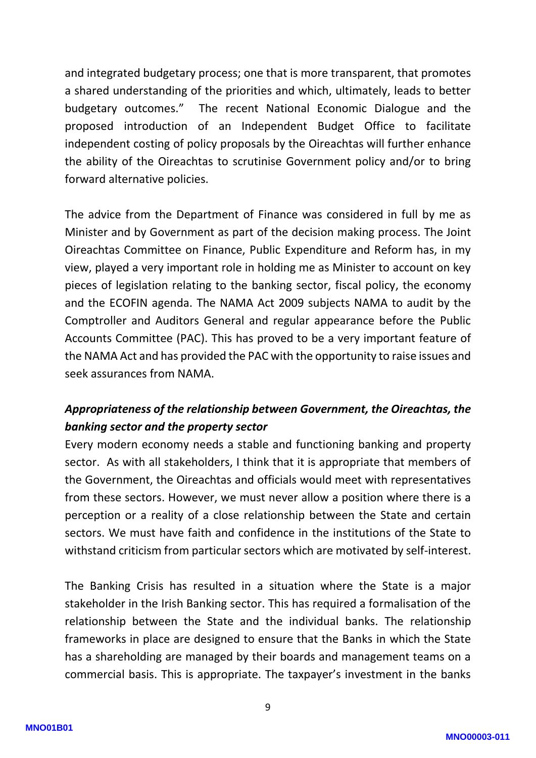and integrated budgetary process; one that is more transparent, that promotes a shared understanding of the priorities and which, ultimately, leads to better budgetary outcomes." The recent National Economic Dialogue and the proposed introduction of an Independent Budget Office to facilitate independent costing of policy proposals by the Oireachtas will further enhance the ability of the Oireachtas to scrutinise Government policy and/or to bring forward alternative policies.

The advice from the Department of Finance was considered in full by me as Minister and by Government as part of the decision making process. The Joint Oireachtas Committee on Finance, Public Expenditure and Reform has, in my view, played a very important role in holding me as Minister to account on key pieces of legislation relating to the banking sector, fiscal policy, the economy and the ECOFIN agenda. The NAMA Act 2009 subjects NAMA to audit by the Comptroller and Auditors General and regular appearance before the Public Accounts Committee (PAC). This has proved to be a very important feature of the NAMA Act and has provided the PAC with the opportunity to raise issues and seek assurances from NAMA.

***Appropriateness of the relationship between Government, the Oireachtas, the banking sector and the property sector***

Every modern economy needs a stable and functioning banking and property sector. As with all stakeholders, I think that it is appropriate that members of the Government, the Oireachtas and officials would meet with representatives from these sectors. However, we must never allow a position where there is a perception or a reality of a close relationship between the State and certain sectors. We must have faith and confidence in the institutions of the State to withstand criticism from particular sectors which are motivated by self-interest.

The Banking Crisis has resulted in a situation where the State is a major stakeholder in the Irish Banking sector. This has required a formalisation of the relationship between the State and the individual banks. The relationship frameworks in place are designed to ensure that the Banks in which the State has a shareholding are managed by their boards and management teams on a commercial basis. This is appropriate. The taxpayer's investment in the banks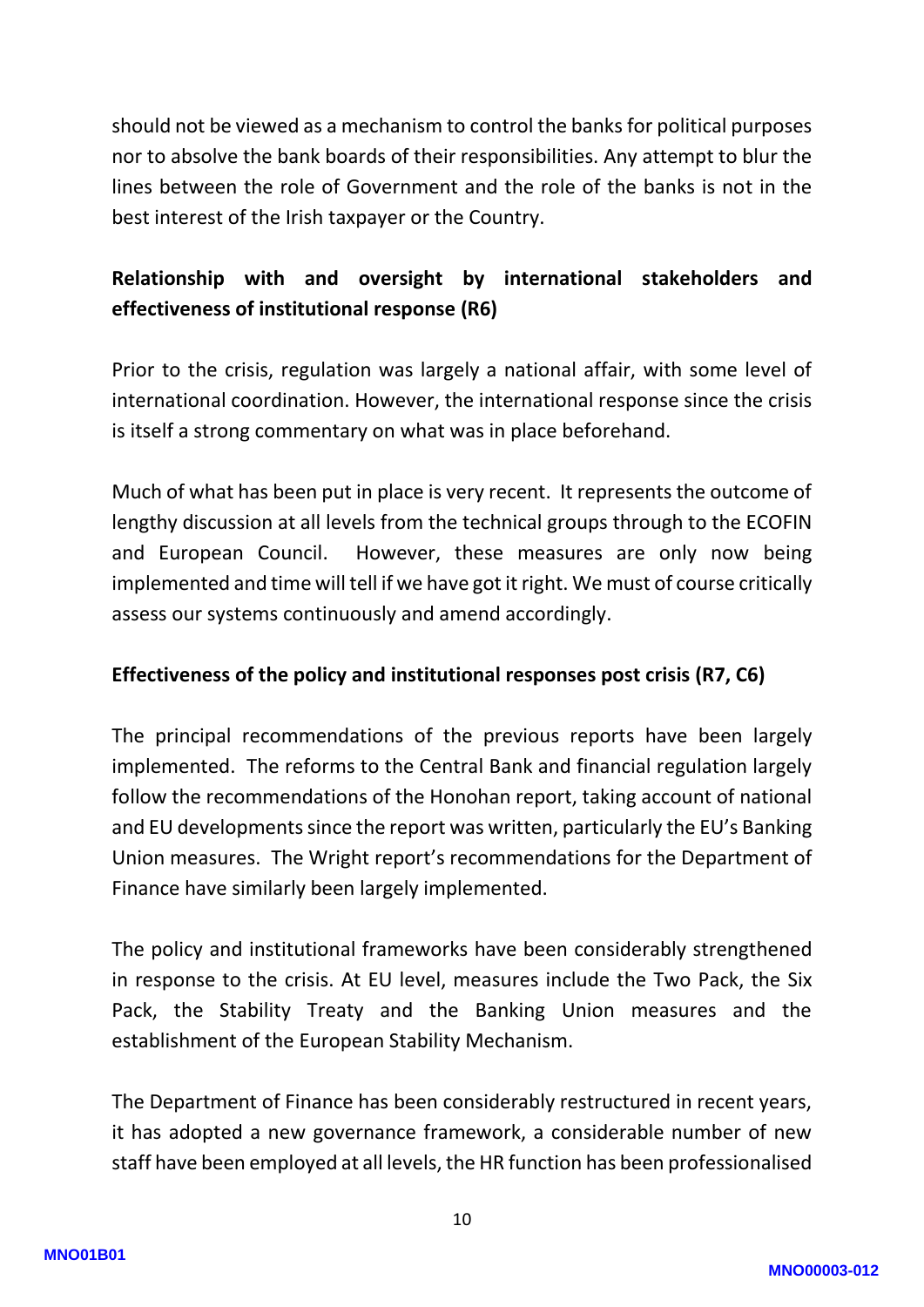should not be viewed as a mechanism to control the banks for political purposes nor to absolve the bank boards of their responsibilities. Any attempt to blur the lines between the role of Government and the role of the banks is not in the best interest of the Irish taxpayer or the Country.

**Relationship with and oversight by international stakeholders and effectiveness of institutional response (R6)**

Prior to the crisis, regulation was largely a national affair, with some level of international coordination. However, the international response since the crisis is itself a strong commentary on what was in place beforehand.

Much of what has been put in place is very recent. It represents the outcome of lengthy discussion at all levels from the technical groups through to the ECOFIN and European Council. However, these measures are only now being implemented and time will tell if we have got it right. We must of course critically assess our systems continuously and amend accordingly.

**Effectiveness of the policy and institutional responses post crisis (R7, C6)**

The principal recommendations of the previous reports have been largely implemented. The reforms to the Central Bank and financial regulation largely follow the recommendations of the Honohan report, taking account of national and EU developments since the report was written, particularly the EU's Banking Union measures. The Wright report's recommendations for the Department of Finance have similarly been largely implemented.

The policy and institutional frameworks have been considerably strengthened in response to the crisis. At EU level, measures include the Two Pack, the Six Pack, the Stability Treaty and the Banking Union measures and the establishment of the European Stability Mechanism.

The Department of Finance has been considerably restructured in recent years, it has adopted a new governance framework, a considerable number of new staff have been employed at all levels, the HR function has been professionalised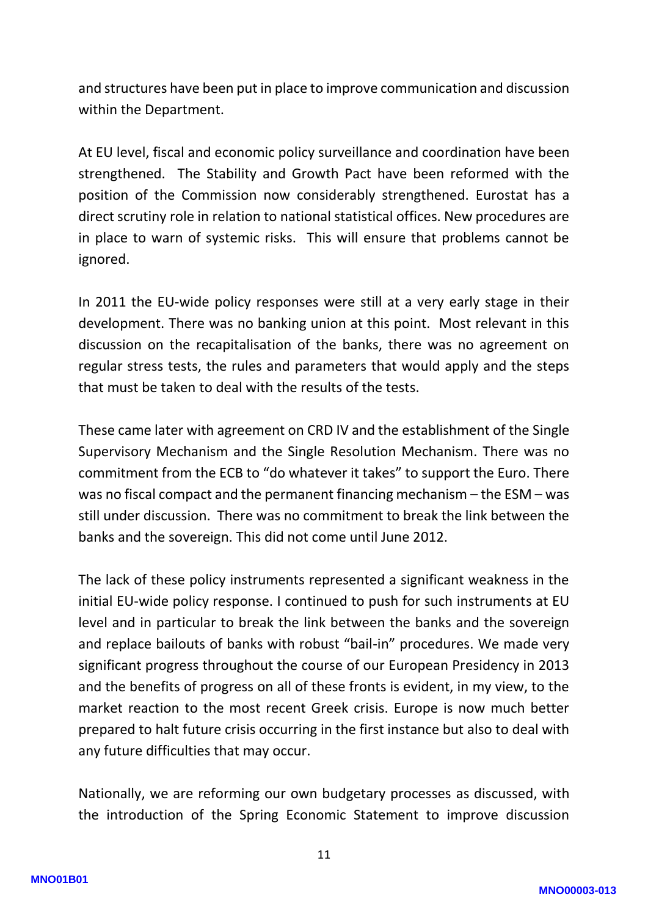and structures have been put in place to improve communication and discussion within the Department.

At EU level, fiscal and economic policy surveillance and coordination have been strengthened. The Stability and Growth Pact have been reformed with the position of the Commission now considerably strengthened. Eurostat has a direct scrutiny role in relation to national statistical offices. New procedures are in place to warn of systemic risks. This will ensure that problems cannot be ignored.

In 2011 the EU-wide policy responses were still at a very early stage in their development. There was no banking union at this point. Most relevant in this discussion on the recapitalisation of the banks, there was no agreement on regular stress tests, the rules and parameters that would apply and the steps that must be taken to deal with the results of the tests.

These came later with agreement on CRD IV and the establishment of the Single Supervisory Mechanism and the Single Resolution Mechanism. There was no commitment from the ECB to "do whatever it takes" to support the Euro. There was no fiscal compact and the permanent financing mechanism – the ESM – was still under discussion. There was no commitment to break the link between the banks and the sovereign. This did not come until June 2012.

The lack of these policy instruments represented a significant weakness in the initial EU-wide policy response. I continued to push for such instruments at EU level and in particular to break the link between the banks and the sovereign and replace bailouts of banks with robust "bail-in" procedures. We made very significant progress throughout the course of our European Presidency in 2013 and the benefits of progress on all of these fronts is evident, in my view, to the market reaction to the most recent Greek crisis. Europe is now much better prepared to halt future crisis occurring in the first instance but also to deal with any future difficulties that may occur.

Nationally, we are reforming our own budgetary processes as discussed, with the introduction of the Spring Economic Statement to improve discussion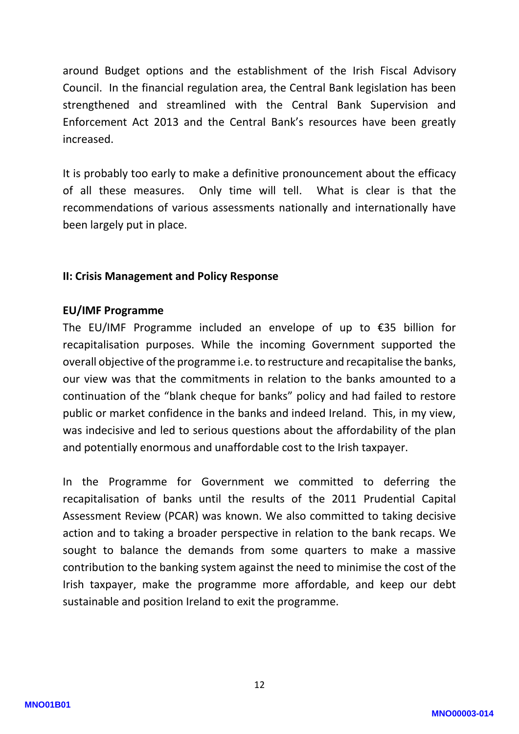around Budget options and the establishment of the Irish Fiscal Advisory Council. In the financial regulation area, the Central Bank legislation has been strengthened and streamlined with the Central Bank Supervision and Enforcement Act 2013 and the Central Bank's resources have been greatly increased.

It is probably too early to make a definitive pronouncement about the efficacy of all these measures. Only time will tell. What is clear is that the recommendations of various assessments nationally and internationally have been largely put in place.

## II: Crisis Management and Policy Response

### EU/IMF Programme

The EU/IMF Programme included an envelope of up to €35 billion for recapitalisation purposes. While the incoming Government supported the overall objective of the programme i.e. to restructure and recapitalise the banks, our view was that the commitments in relation to the banks amounted to a continuation of the "blank cheque for banks" policy and had failed to restore public or market confidence in the banks and indeed Ireland. This, in my view, was indecisive and led to serious questions about the affordability of the plan and potentially enormous and unaffordable cost to the Irish taxpayer.

In the Programme for Government we committed to deferring the recapitalisation of banks until the results of the 2011 Prudential Capital Assessment Review (PCAR) was known. We also committed to taking decisive action and to taking a broader perspective in relation to the bank recaps. We sought to balance the demands from some quarters to make a massive contribution to the banking system against the need to minimise the cost of the Irish taxpayer, make the programme more affordable, and keep our debt sustainable and position Ireland to exit the programme.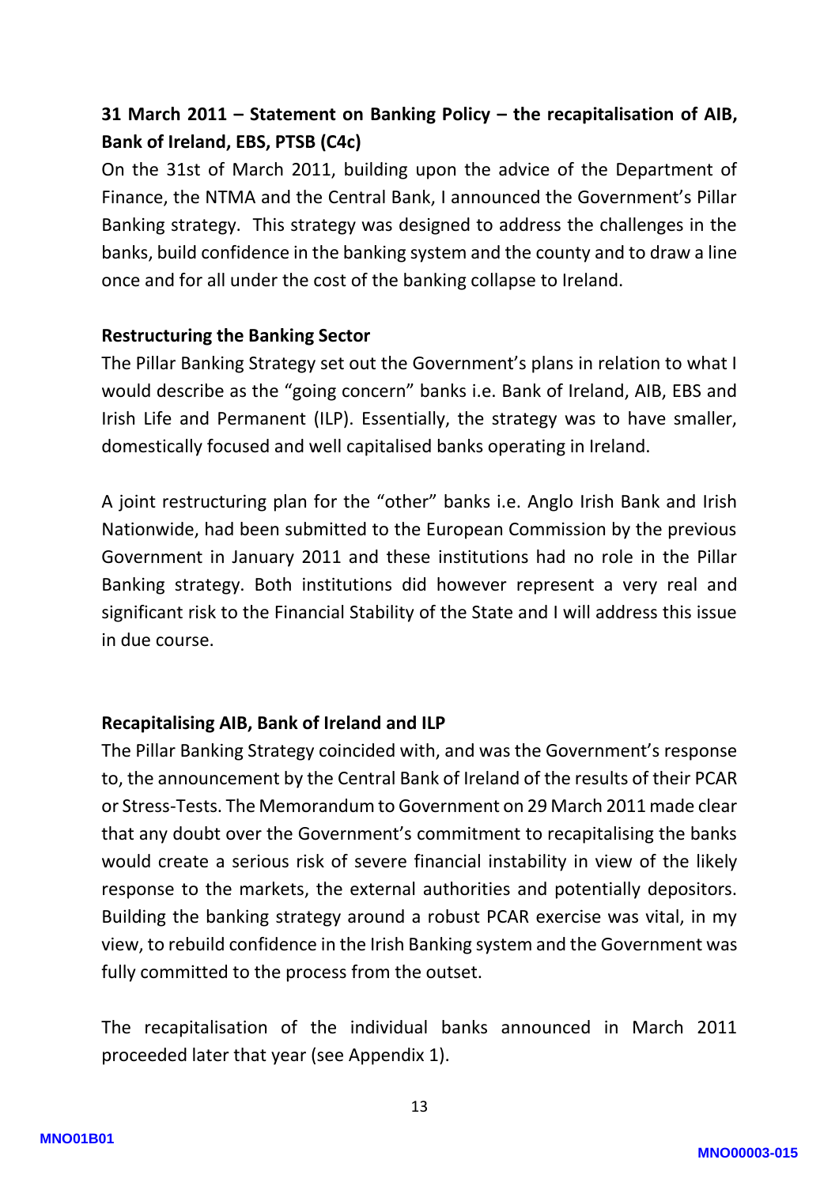**31 March 2011 – Statement on Banking Policy – the recapitalisation of AIB, Bank of Ireland, EBS, PTSB (C4c)**

On the 31st of March 2011, building upon the advice of the Department of Finance, the NTMA and the Central Bank, I announced the Government's Pillar Banking strategy. This strategy was designed to address the challenges in the banks, build confidence in the banking system and the county and to draw a line once and for all under the cost of the banking collapse to Ireland.

**Restructuring the Banking Sector**

The Pillar Banking Strategy set out the Government's plans in relation to what I would describe as the "going concern" banks i.e. Bank of Ireland, AIB, EBS and Irish Life and Permanent (ILP). Essentially, the strategy was to have smaller, domestically focused and well capitalised banks operating in Ireland.

A joint restructuring plan for the "other" banks i.e. Anglo Irish Bank and Irish Nationwide, had been submitted to the European Commission by the previous Government in January 2011 and these institutions had no role in the Pillar Banking strategy. Both institutions did however represent a very real and significant risk to the Financial Stability of the State and I will address this issue in due course.

**Recapitalising AIB, Bank of Ireland and ILP**

The Pillar Banking Strategy coincided with, and was the Government's response to, the announcement by the Central Bank of Ireland of the results of their PCAR or Stress-Tests. The Memorandum to Government on 29 March 2011 made clear that any doubt over the Government's commitment to recapitalising the banks would create a serious risk of severe financial instability in view of the likely response to the markets, the external authorities and potentially depositors. Building the banking strategy around a robust PCAR exercise was vital, in my view, to rebuild confidence in the Irish Banking system and the Government was fully committed to the process from the outset.

The recapitalisation of the individual banks announced in March 2011 proceeded later that year (see Appendix 1).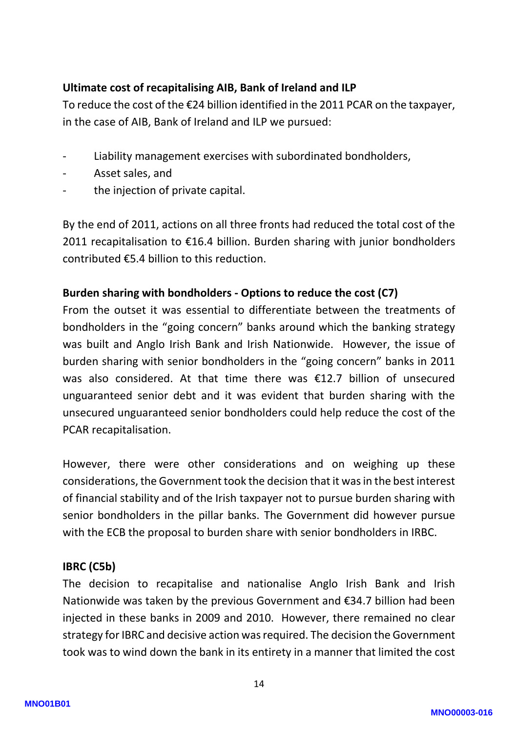**Ultimate cost of recapitalising AIB, Bank of Ireland and ILP**

To reduce the cost of the €24 billion identified in the 2011 PCAR on the taxpayer, in the case of AIB, Bank of Ireland and ILP we pursued:

- Liability management exercises with subordinated bondholders,
- Asset sales, and
- the injection of private capital.

By the end of 2011, actions on all three fronts had reduced the total cost of the 2011 recapitalisation to €16.4 billion. Burden sharing with junior bondholders contributed €5.4 billion to this reduction.

**Burden sharing with bondholders - Options to reduce the cost (C7)**

From the outset it was essential to differentiate between the treatments of bondholders in the "going concern" banks around which the banking strategy was built and Anglo Irish Bank and Irish Nationwide. However, the issue of burden sharing with senior bondholders in the "going concern" banks in 2011 was also considered. At that time there was €12.7 billion of unsecured unguaranteed senior debt and it was evident that burden sharing with the unsecured unguaranteed senior bondholders could help reduce the cost of the PCAR recapitalisation.

However, there were other considerations and on weighing up these considerations, the Government took the decision that it was in the best interest of financial stability and of the Irish taxpayer not to pursue burden sharing with senior bondholders in the pillar banks. The Government did however pursue with the ECB the proposal to burden share with senior bondholders in IRBC.

**IBRC (C5b)**

The decision to recapitalise and nationalise Anglo Irish Bank and Irish Nationwide was taken by the previous Government and €34.7 billion had been injected in these banks in 2009 and 2010. However, there remained no clear strategy for IBRC and decisive action was required. The decision the Government took was to wind down the bank in its entirety in a manner that limited the cost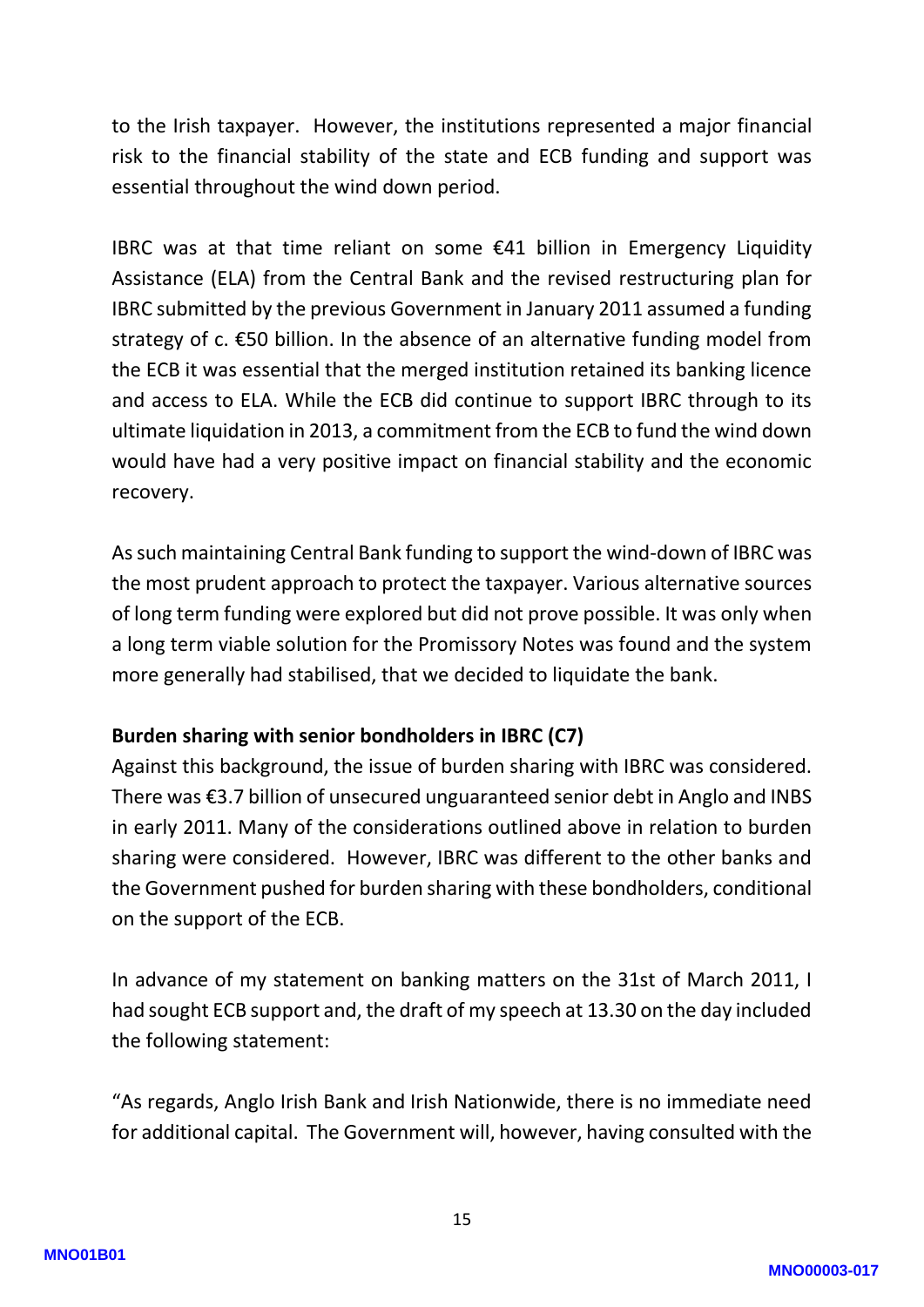to the Irish taxpayer. However, the institutions represented a major financial risk to the financial stability of the state and ECB funding and support was essential throughout the wind down period.

IBRC was at that time reliant on some €41 billion in Emergency Liquidity Assistance (ELA) from the Central Bank and the revised restructuring plan for IBRC submitted by the previous Government in January 2011 assumed a funding strategy of c. €50 billion. In the absence of an alternative funding model from the ECB it was essential that the merged institution retained its banking licence and access to ELA. While the ECB did continue to support IBRC through to its ultimate liquidation in 2013, a commitment from the ECB to fund the wind down would have had a very positive impact on financial stability and the economic recovery.

As such maintaining Central Bank funding to support the wind-down of IBRC was the most prudent approach to protect the taxpayer. Various alternative sources of long term funding were explored but did not prove possible. It was only when a long term viable solution for the Promissory Notes was found and the system more generally had stabilised, that we decided to liquidate the bank.

**Burden sharing with senior bondholders in IBRC (C7)**

Against this background, the issue of burden sharing with IBRC was considered. There was €3.7 billion of unsecured unguaranteed senior debt in Anglo and INBS in early 2011. Many of the considerations outlined above in relation to burden sharing were considered. However, IBRC was different to the other banks and the Government pushed for burden sharing with these bondholders, conditional on the support of the ECB.

In advance of my statement on banking matters on the 31st of March 2011, I had sought ECB support and, the draft of my speech at 13.30 on the day included the following statement:

"As regards, Anglo Irish Bank and Irish Nationwide, there is no immediate need for additional capital. The Government will, however, having consulted with the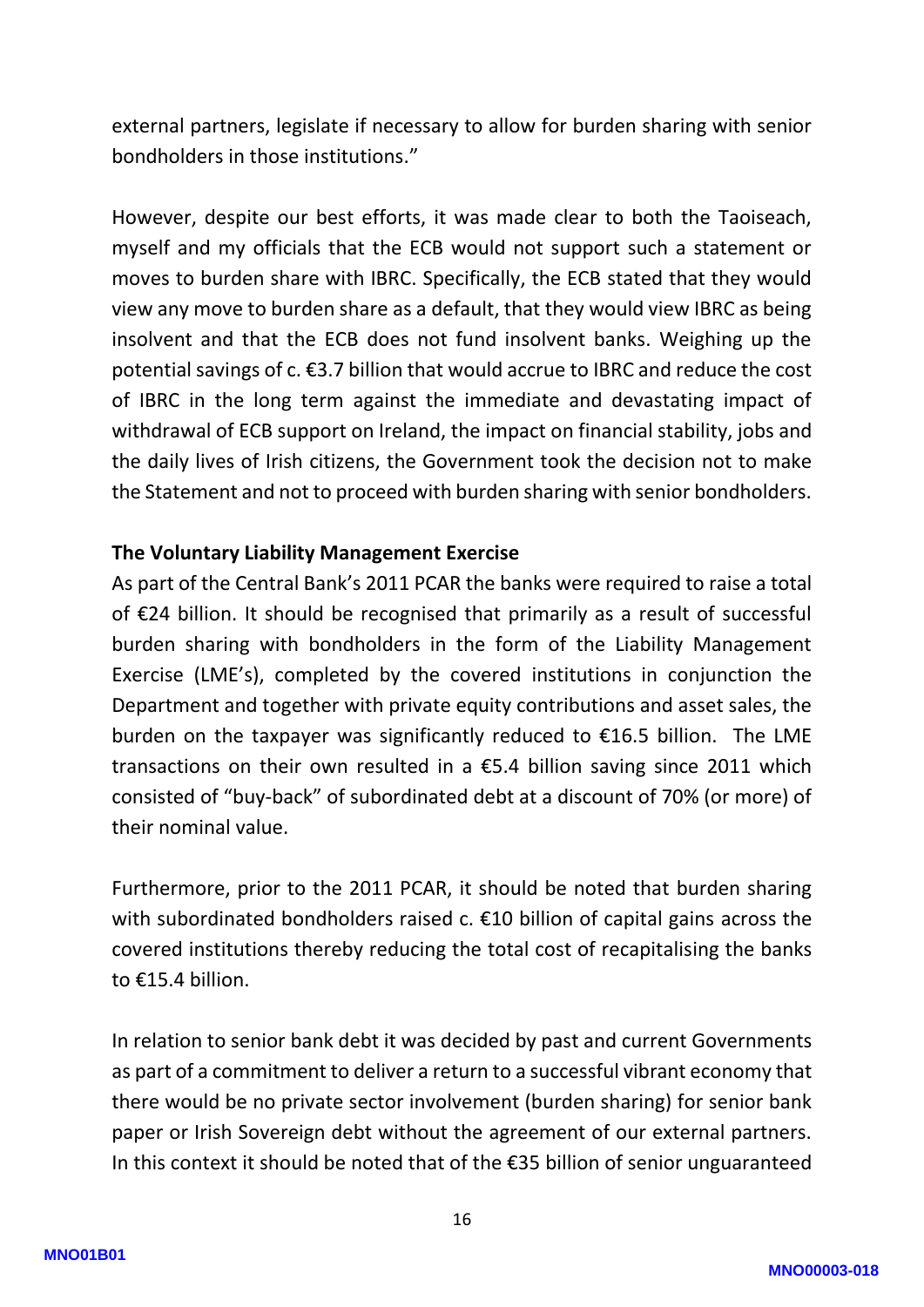external partners, legislate if necessary to allow for burden sharing with senior bondholders in those institutions."

However, despite our best efforts, it was made clear to both the Taoiseach, myself and my officials that the ECB would not support such a statement or moves to burden share with IBRC. Specifically, the ECB stated that they would view any move to burden share as a default, that they would view IBRC as being insolvent and that the ECB does not fund insolvent banks. Weighing up the potential savings of c. €3.7 billion that would accrue to IBRC and reduce the cost of IBRC in the long term against the immediate and devastating impact of withdrawal of ECB support on Ireland, the impact on financial stability, jobs and the daily lives of Irish citizens, the Government took the decision not to make the Statement and not to proceed with burden sharing with senior bondholders.

**The Voluntary Liability Management Exercise**

As part of the Central Bank's 2011 PCAR the banks were required to raise a total of €24 billion. It should be recognised that primarily as a result of successful burden sharing with bondholders in the form of the Liability Management Exercise (LME's), completed by the covered institutions in conjunction the Department and together with private equity contributions and asset sales, the burden on the taxpayer was significantly reduced to €16.5 billion. The LME transactions on their own resulted in a €5.4 billion saving since 2011 which consisted of "buy-back" of subordinated debt at a discount of 70% (or more) of their nominal value.

Furthermore, prior to the 2011 PCAR, it should be noted that burden sharing with subordinated bondholders raised c. €10 billion of capital gains across the covered institutions thereby reducing the total cost of recapitalising the banks to €15.4 billion.

In relation to senior bank debt it was decided by past and current Governments as part of a commitment to deliver a return to a successful vibrant economy that there would be no private sector involvement (burden sharing) for senior bank paper or Irish Sovereign debt without the agreement of our external partners. In this context it should be noted that of the €35 billion of senior unguaranteed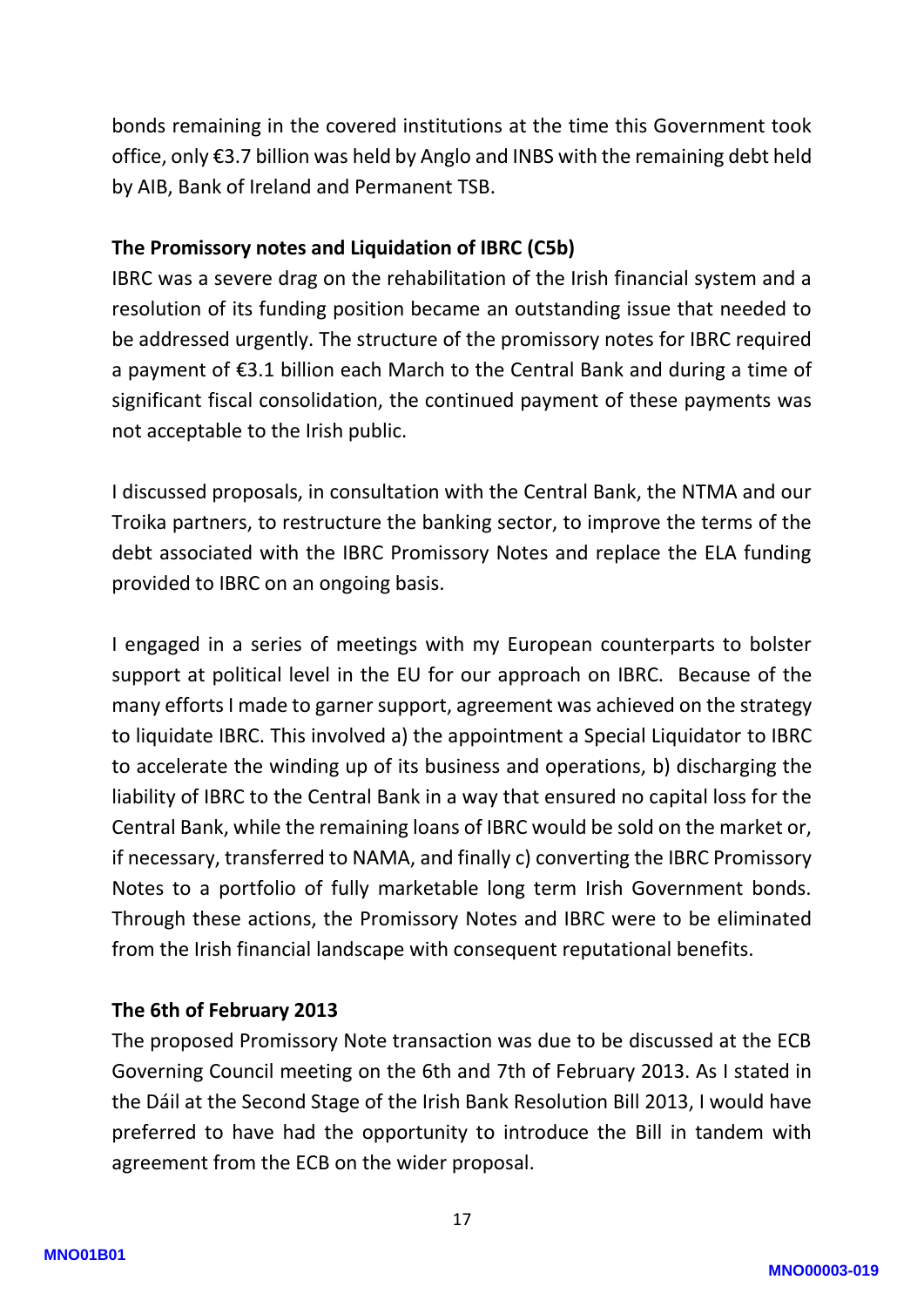bonds remaining in the covered institutions at the time this Government took office, only €3.7 billion was held by Anglo and INBS with the remaining debt held by AIB, Bank of Ireland and Permanent TSB.

**The Promissory notes and Liquidation of IBRC (C5b)**

IBRC was a severe drag on the rehabilitation of the Irish financial system and a resolution of its funding position became an outstanding issue that needed to be addressed urgently. The structure of the promissory notes for IBRC required a payment of €3.1 billion each March to the Central Bank and during a time of significant fiscal consolidation, the continued payment of these payments was not acceptable to the Irish public.

I discussed proposals, in consultation with the Central Bank, the NTMA and our Troika partners, to restructure the banking sector, to improve the terms of the debt associated with the IBRC Promissory Notes and replace the ELA funding provided to IBRC on an ongoing basis.

I engaged in a series of meetings with my European counterparts to bolster support at political level in the EU for our approach on IBRC. Because of the many efforts I made to garner support, agreement was achieved on the strategy to liquidate IBRC. This involved a) the appointment a Special Liquidator to IBRC to accelerate the winding up of its business and operations, b) discharging the liability of IBRC to the Central Bank in a way that ensured no capital loss for the Central Bank, while the remaining loans of IBRC would be sold on the market or, if necessary, transferred to NAMA, and finally c) converting the IBRC Promissory Notes to a portfolio of fully marketable long term Irish Government bonds. Through these actions, the Promissory Notes and IBRC were to be eliminated from the Irish financial landscape with consequent reputational benefits.

**The 6th of February 2013**

The proposed Promissory Note transaction was due to be discussed at the ECB Governing Council meeting on the 6th and 7th of February 2013. As I stated in the Dáil at the Second Stage of the Irish Bank Resolution Bill 2013, I would have preferred to have had the opportunity to introduce the Bill in tandem with agreement from the ECB on the wider proposal.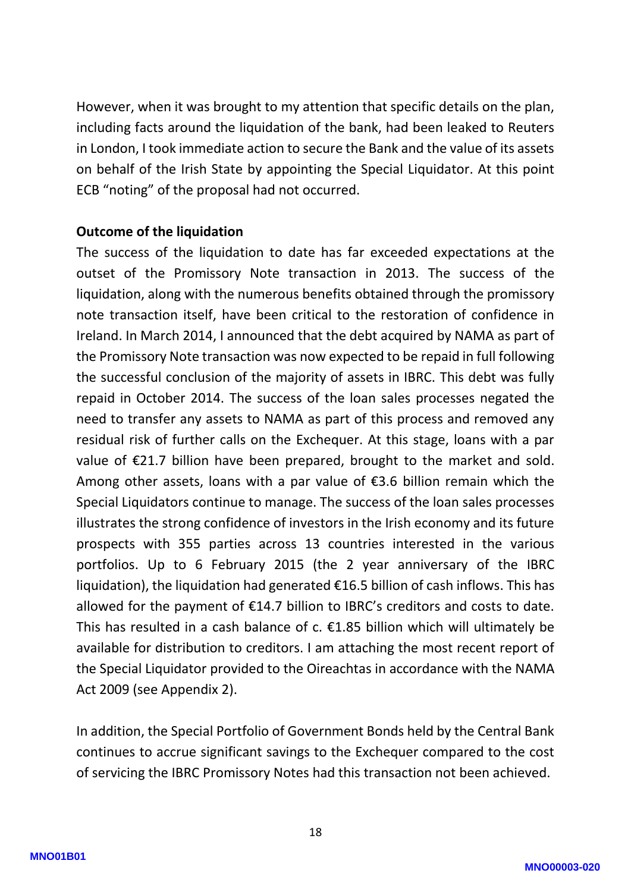However, when it was brought to my attention that specific details on the plan, including facts around the liquidation of the bank, had been leaked to Reuters in London, I took immediate action to secure the Bank and the value of its assets on behalf of the Irish State by appointing the Special Liquidator. At this point ECB "noting" of the proposal had not occurred.

**Outcome of the liquidation**

The success of the liquidation to date has far exceeded expectations at the outset of the Promissory Note transaction in 2013. The success of the liquidation, along with the numerous benefits obtained through the promissory note transaction itself, have been critical to the restoration of confidence in Ireland. In March 2014, I announced that the debt acquired by NAMA as part of the Promissory Note transaction was now expected to be repaid in full following the successful conclusion of the majority of assets in IBRC. This debt was fully repaid in October 2014. The success of the loan sales processes negated the need to transfer any assets to NAMA as part of this process and removed any residual risk of further calls on the Exchequer. At this stage, loans with a par value of €21.7 billion have been prepared, brought to the market and sold. Among other assets, loans with a par value of €3.6 billion remain which the Special Liquidators continue to manage. The success of the loan sales processes illustrates the strong confidence of investors in the Irish economy and its future prospects with 355 parties across 13 countries interested in the various portfolios. Up to 6 February 2015 (the 2 year anniversary of the IBRC liquidation), the liquidation had generated €16.5 billion of cash inflows. This has allowed for the payment of €14.7 billion to IBRC's creditors and costs to date. This has resulted in a cash balance of c. €1.85 billion which will ultimately be available for distribution to creditors. I am attaching the most recent report of the Special Liquidator provided to the Oireachtas in accordance with the NAMA Act 2009 (see Appendix 2).

In addition, the Special Portfolio of Government Bonds held by the Central Bank continues to accrue significant savings to the Exchequer compared to the cost of servicing the IBRC Promissory Notes had this transaction not been achieved.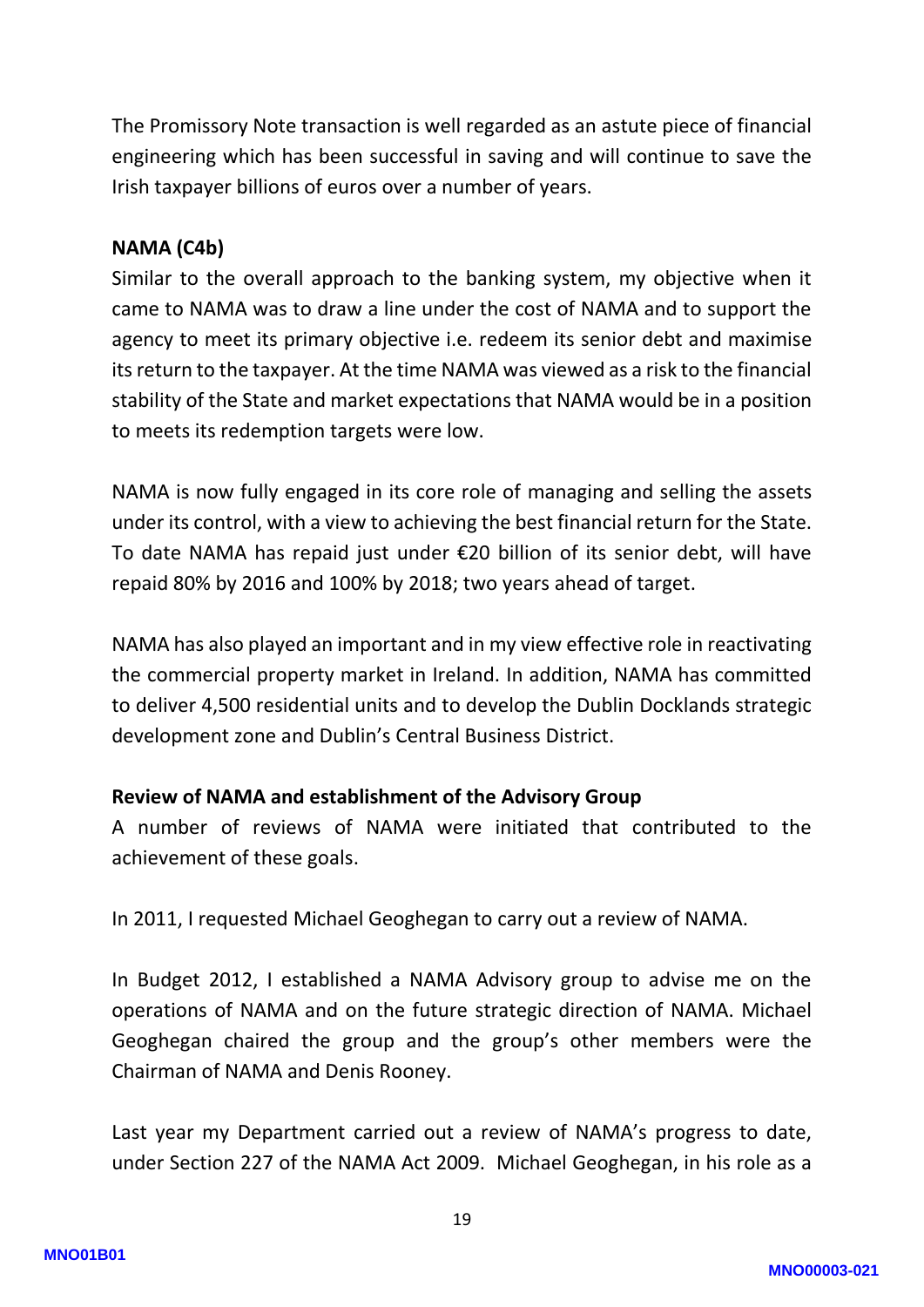The Promissory Note transaction is well regarded as an astute piece of financial engineering which has been successful in saving and will continue to save the Irish taxpayer billions of euros over a number of years.

**NAMA (C4b)**

Similar to the overall approach to the banking system, my objective when it came to NAMA was to draw a line under the cost of NAMA and to support the agency to meet its primary objective i.e. redeem its senior debt and maximise its return to the taxpayer. At the time NAMA was viewed as a risk to the financial stability of the State and market expectations that NAMA would be in a position to meets its redemption targets were low.

NAMA is now fully engaged in its core role of managing and selling the assets under its control, with a view to achieving the best financial return for the State. To date NAMA has repaid just under €20 billion of its senior debt, will have repaid 80% by 2016 and 100% by 2018; two years ahead of target.

NAMA has also played an important and in my view effective role in reactivating the commercial property market in Ireland. In addition, NAMA has committed to deliver 4,500 residential units and to develop the Dublin Docklands strategic development zone and Dublin's Central Business District.

**Review of NAMA and establishment of the Advisory Group**

A number of reviews of NAMA were initiated that contributed to the achievement of these goals.

In 2011, I requested Michael Geoghegan to carry out a review of NAMA.

In Budget 2012, I established a NAMA Advisory group to advise me on the operations of NAMA and on the future strategic direction of NAMA. Michael Geoghegan chaired the group and the group's other members were the Chairman of NAMA and Denis Rooney.

Last year my Department carried out a review of NAMA's progress to date, under Section 227 of the NAMA Act 2009. Michael Geoghegan, in his role as a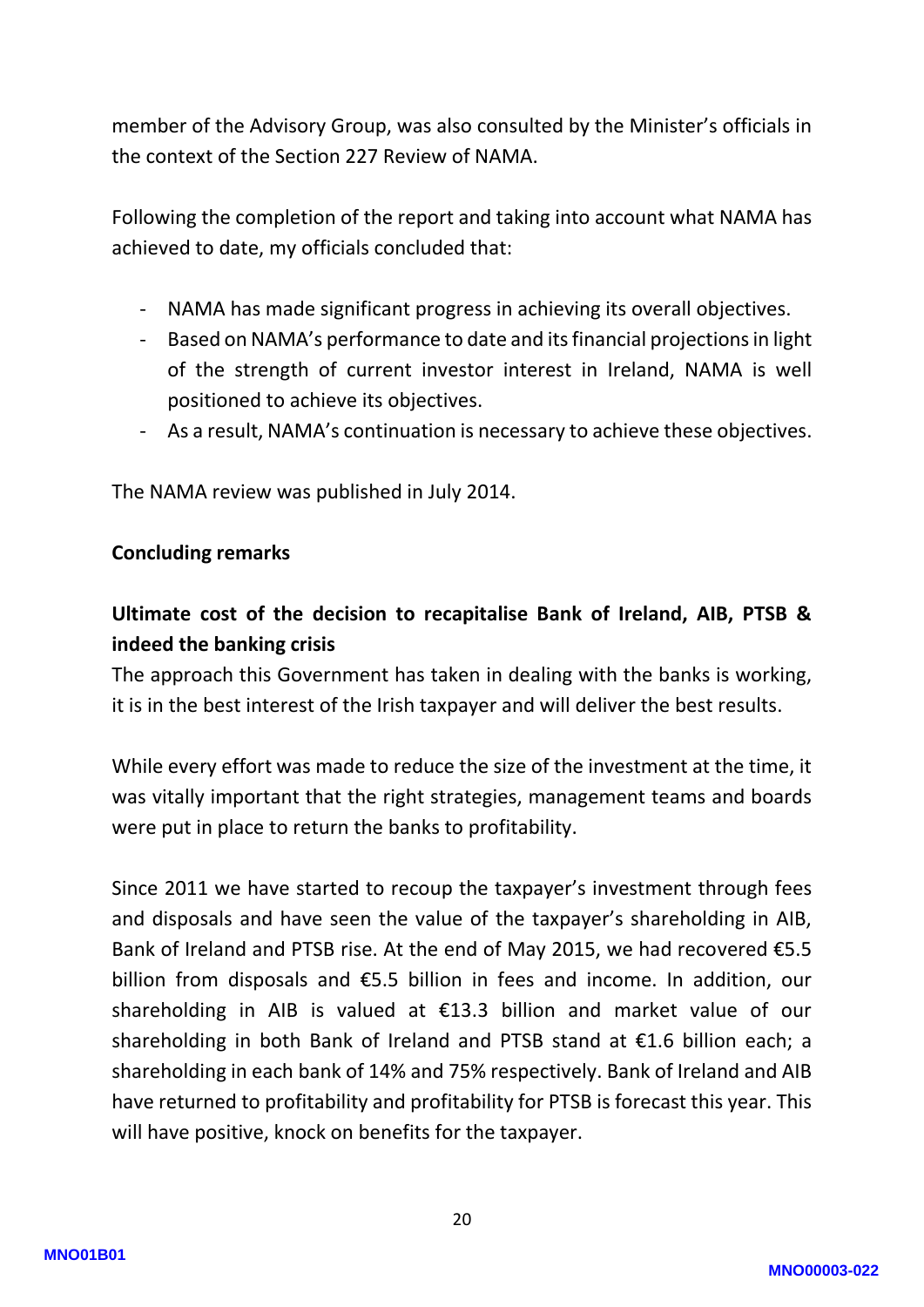member of the Advisory Group, was also consulted by the Minister's officials in the context of the Section 227 Review of NAMA.

Following the completion of the report and taking into account what NAMA has achieved to date, my officials concluded that:

- NAMA has made significant progress in achieving its overall objectives.
- Based on NAMA's performance to date and its financial projections in light of the strength of current investor interest in Ireland, NAMA is well positioned to achieve its objectives.
- As a result, NAMA's continuation is necessary to achieve these objectives.

The NAMA review was published in July 2014.

**Concluding remarks**

**Ultimate cost of the decision to recapitalise Bank of Ireland, AIB, PTSB & indeed the banking crisis**

The approach this Government has taken in dealing with the banks is working, it is in the best interest of the Irish taxpayer and will deliver the best results.

While every effort was made to reduce the size of the investment at the time, it was vitally important that the right strategies, management teams and boards were put in place to return the banks to profitability.

Since 2011 we have started to recoup the taxpayer's investment through fees and disposals and have seen the value of the taxpayer's shareholding in AIB, Bank of Ireland and PTSB rise. At the end of May 2015, we had recovered €5.5 billion from disposals and €5.5 billion in fees and income. In addition, our shareholding in AIB is valued at €13.3 billion and market value of our shareholding in both Bank of Ireland and PTSB stand at €1.6 billion each; a shareholding in each bank of 14% and 75% respectively. Bank of Ireland and AIB have returned to profitability and profitability for PTSB is forecast this year. This will have positive, knock on benefits for the taxpayer.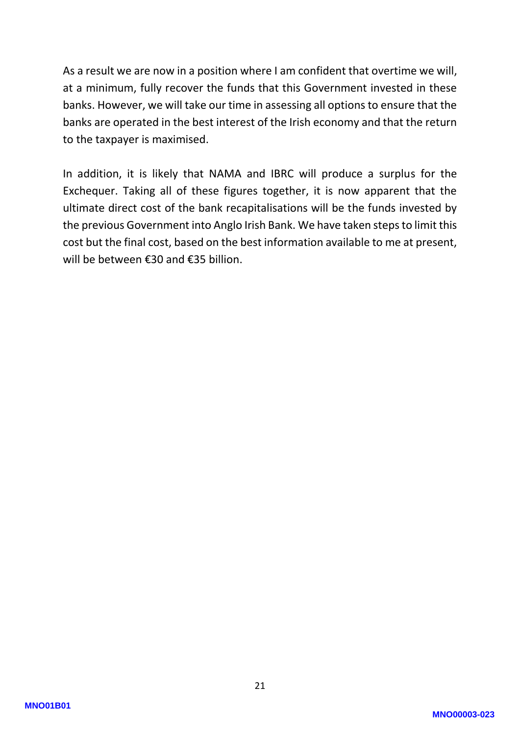As a result we are now in a position where I am confident that overtime we will, at a minimum, fully recover the funds that this Government invested in these banks. However, we will take our time in assessing all options to ensure that the banks are operated in the best interest of the Irish economy and that the return to the taxpayer is maximised.

In addition, it is likely that NAMA and IBRC will produce a surplus for the Exchequer. Taking all of these figures together, it is now apparent that the ultimate direct cost of the bank recapitalisations will be the funds invested by the previous Government into Anglo Irish Bank. We have taken steps to limit this cost but the final cost, based on the best information available to me at present, will be between €30 and €35 billion.